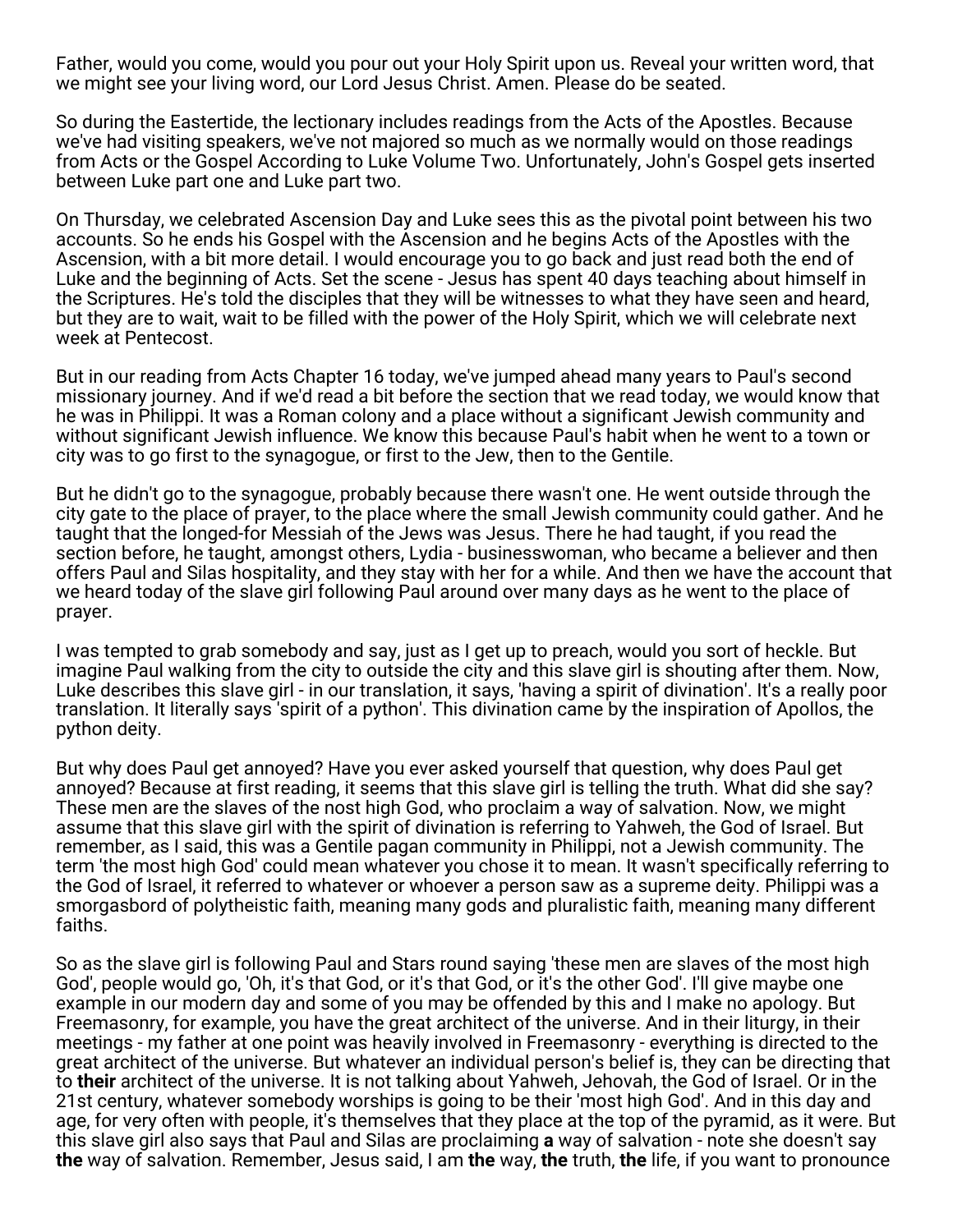Father, would you come, would you pour out your Holy Spirit upon us. Reveal your written word, that we might see your living word, our Lord Jesus Christ. Amen. Please do be seated.

So during the Eastertide, the lectionary includes readings from the Acts of the Apostles. Because we've had visiting speakers, we've not majored so much as we normally would on those readings from Acts or the Gospel According to Luke Volume Two. Unfortunately, John's Gospel gets inserted between Luke part one and Luke part two.

On Thursday, we celebrated Ascension Day and Luke sees this as the pivotal point between his two accounts. So he ends his Gospel with the Ascension and he begins Acts of the Apostles with the Ascension, with a bit more detail. I would encourage you to go back and just read both the end of Luke and the beginning of Acts. Set the scene - Jesus has spent 40 days teaching about himself in the Scriptures. He's told the disciples that they will be witnesses to what they have seen and heard, but they are to wait, wait to be filled with the power of the Holy Spirit, which we will celebrate next week at Pentecost.

But in our reading from Acts Chapter 16 today, we've jumped ahead many years to Paul's second missionary journey. And if we'd read a bit before the section that we read today, we would know that he was in Philippi. It was a Roman colony and a place without a significant Jewish community and without significant Jewish influence. We know this because Paul's habit when he went to a town or city was to go first to the synagogue, or first to the Jew, then to the Gentile.

But he didn't go to the synagogue, probably because there wasn't one. He went outside through the city gate to the place of prayer, to the place where the small Jewish community could gather. And he taught that the longed-for Messiah of the Jews was Jesus. There he had taught, if you read the section before, he taught, amongst others, Lydia - businesswoman, who became a believer and then offers Paul and Silas hospitality, and they stay with her for a while. And then we have the account that we heard today of the slave girl following Paul around over many days as he went to the place of prayer.

I was tempted to grab somebody and say, just as I get up to preach, would you sort of heckle. But imagine Paul walking from the city to outside the city and this slave girl is shouting after them. Now, Luke describes this slave girl - in our translation, it says, 'having a spirit of divination'. It's a really poor translation. It literally says 'spirit of a python'. This divination came by the inspiration of Apollos, the python deity.

But why does Paul get annoyed? Have you ever asked yourself that question, why does Paul get annoyed? Because at first reading, it seems that this slave girl is telling the truth. What did she say? These men are the slaves of the nost high God, who proclaim a way of salvation. Now, we might assume that this slave girl with the spirit of divination is referring to Yahweh, the God of Israel. But remember, as I said, this was a Gentile pagan community in Philippi, not a Jewish community. The term 'the most high God' could mean whatever you chose it to mean. It wasn't specifically referring to the God of Israel, it referred to whatever or whoever a person saw as a supreme deity. Philippi was a smorgasbord of polytheistic faith, meaning many gods and pluralistic faith, meaning many different faiths.

So as the slave girl is following Paul and Stars round saying 'these men are slaves of the most high God', people would go, 'Oh, it's that God, or it's that God, or it's the other God'. I'll give maybe one example in our modern day and some of you may be offended by this and I make no apology. But Freemasonry, for example, you have the great architect of the universe. And in their liturgy, in their meetings - my father at one point was heavily involved in Freemasonry - everything is directed to the great architect of the universe. But whatever an individual person's belief is, they can be directing that to **their** architect of the universe. It is not talking about Yahweh, Jehovah, the God of Israel. Or in the 21st century, whatever somebody worships is going to be their 'most high God'. And in this day and age, for very often with people, it's themselves that they place at the top of the pyramid, as it were. But this slave girl also says that Paul and Silas are proclaiming **a** way of salvation - note she doesn't say **the** way of salvation. Remember, Jesus said, I am **the** way, **the** truth, **the** life, if you want to pronounce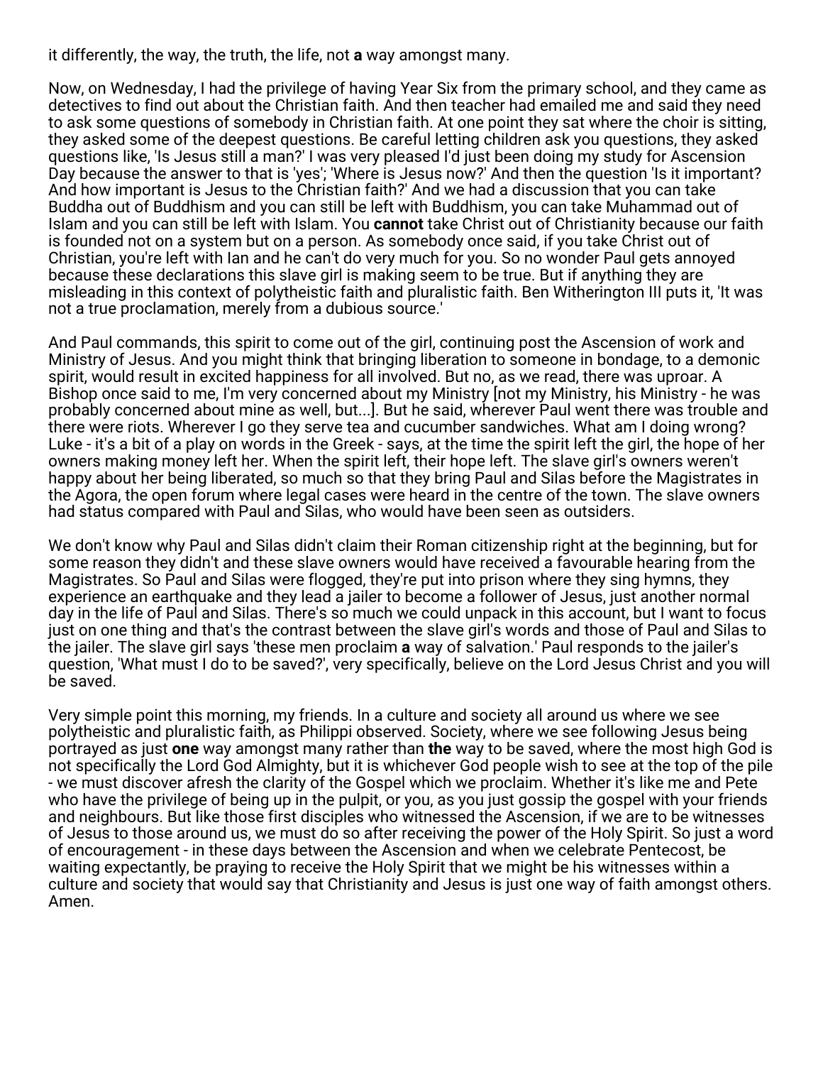it differently, the way, the truth, the life, not **a** way amongst many.

Now, on Wednesday, I had the privilege of having Year Six from the primary school, and they came as detectives to find out about the Christian faith. And then teacher had emailed me and said they need to ask some questions of somebody in Christian faith. At one point they sat where the choir is sitting, they asked some of the deepest questions. Be careful letting children ask you questions, they asked questions like, 'Is Jesus still a man?' I was very pleased I'd just been doing my study for Ascension Day because the answer to that is 'yes'; 'Where is Jesus now?' And then the question 'Is it important? And how important is Jesus to the Christian faith?' And we had a discussion that you can take Buddha out of Buddhism and you can still be left with Buddhism, you can take Muhammad out of Islam and you can still be left with Islam. You **cannot** take Christ out of Christianity because our faith is founded not on a system but on a person. As somebody once said, if you take Christ out of Christian, you're left with Ian and he can't do very much for you. So no wonder Paul gets annoyed because these declarations this slave girl is making seem to be true. But if anything they are misleading in this context of polytheistic faith and pluralistic faith. Ben Witherington III puts it, 'It was not a true proclamation, merely from a dubious source.'

And Paul commands, this spirit to come out of the girl, continuing post the Ascension of work and Ministry of Jesus. And you might think that bringing liberation to someone in bondage, to a demonic spirit, would result in excited happiness for all involved. But no, as we read, there was uproar. A Bishop once said to me, I'm very concerned about my Ministry [not my Ministry, his Ministry - he was probably concerned about mine as well, but...]. But he said, wherever Paul went there was trouble and there were riots. Wherever I go they serve tea and cucumber sandwiches. What am I doing wrong? Luke - it's a bit of a play on words in the Greek - says, at the time the spirit left the girl, the hope of her owners making money left her. When the spirit left, their hope left. The slave girl's owners weren't happy about her being liberated, so much so that they bring Paul and Silas before the Magistrates in the Agora, the open forum where legal cases were heard in the centre of the town. The slave owners had status compared with Paul and Silas, who would have been seen as outsiders.

We don't know why Paul and Silas didn't claim their Roman citizenship right at the beginning, but for some reason they didn't and these slave owners would have received a favourable hearing from the Magistrates. So Paul and Silas were flogged, they're put into prison where they sing hymns, they experience an earthquake and they lead a jailer to become a follower of Jesus, just another normal day in the life of Paul and Silas. There's so much we could unpack in this account, but I want to focus just on one thing and that's the contrast between the slave girl's words and those of Paul and Silas to the jailer. The slave girl says 'these men proclaim **a** way of salvation.' Paul responds to the jailer's question, 'What must I do to be saved?', very specifically, believe on the Lord Jesus Christ and you will be saved.

Very simple point this morning, my friends. In a culture and society all around us where we see polytheistic and pluralistic faith, as Philippi observed. Society, where we see following Jesus being portrayed as just **one** way amongst many rather than **the** way to be saved, where the most high God is not specifically the Lord God Almighty, but it is whichever God people wish to see at the top of the pile - we must discover afresh the clarity of the Gospel which we proclaim. Whether it's like me and Pete who have the privilege of being up in the pulpit, or you, as you just gossip the gospel with your friends and neighbours. But like those first disciples who witnessed the Ascension, if we are to be witnesses of Jesus to those around us, we must do so after receiving the power of the Holy Spirit. So just a word of encouragement - in these days between the Ascension and when we celebrate Pentecost, be waiting expectantly, be praying to receive the Holy Spirit that we might be his witnesses within a culture and society that would say that Christianity and Jesus is just one way of faith amongst others. Amen.